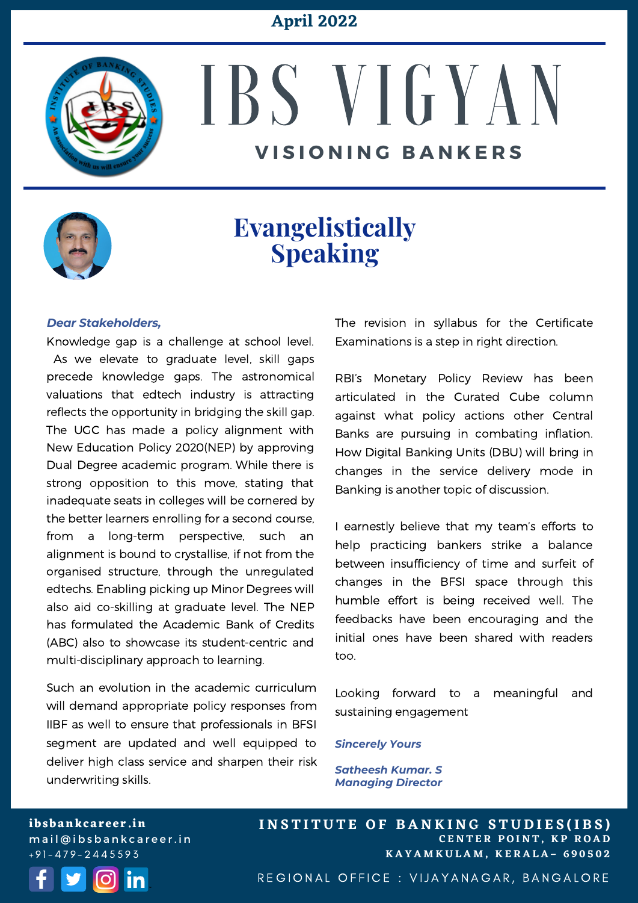April 2022

# IBS VIGYAN

## VISIONING BANKERS

## Evangelistically Speaking

***Dear Stakeholders,***

Knowledge gap is a challenge at school level. As we elevate to graduate level, skill gaps precede knowledge gaps. The astronomical valuations that edtech industry is attracting reflects the opportunity in bridging the skill gap. The UGC has made a policy alignment with New Education Policy 2020(NEP) by approving Dual Degree academic program. While there is strong opposition to this move, stating that inadequate seats in colleges will be cornered by the better learners enrolling for a second course, from a long-term perspective, such an alignment is bound to crystallise, if not from the organised structure, through the unregulated edtechs. Enabling picking up Minor Degrees will also aid co-skilling at graduate level. The NEP has formulated the Academic Bank of Credits (ABC) also to showcase its student-centric and multi-disciplinary approach to learning.

Such an evolution in the academic curriculum will demand appropriate policy responses from IIBF as well to ensure that professionals in BFSI segment are updated and well equipped to deliver high class service and sharpen their risk underwriting skills.

The revision in syllabus for the Certificate Examinations is a step in right direction.

RBI's Monetary Policy Review has been articulated in the Curated Cube column against what policy actions other Central Banks are pursuing in combating inflation. How Digital Banking Units (DBU) will bring in changes in the service delivery mode in Banking is another topic of discussion.

I earnestly believe that my team's efforts to help practicing bankers strike a balance between insufficiency of time and surfeit of changes in the BFSI space through this humble effort is being received well. The feedbacks have been encouraging and the initial ones have been shared with readers too.

Looking forward to a meaningful and sustaining engagement

***Sincerely Yours***

***Satheesh Kumar. S***
***Managing Director***

ibsbankcareer.in
mail@ibsbankcareer.in
+91-479-2445593

**INSTITUTE OF BANKING STUDIES(IBS)**
CENTER POINT, KP ROAD
KAYAMKULAM, KERALA– 690502

REGIONAL OFFICE : VIJAYANAGAR, BANGALORE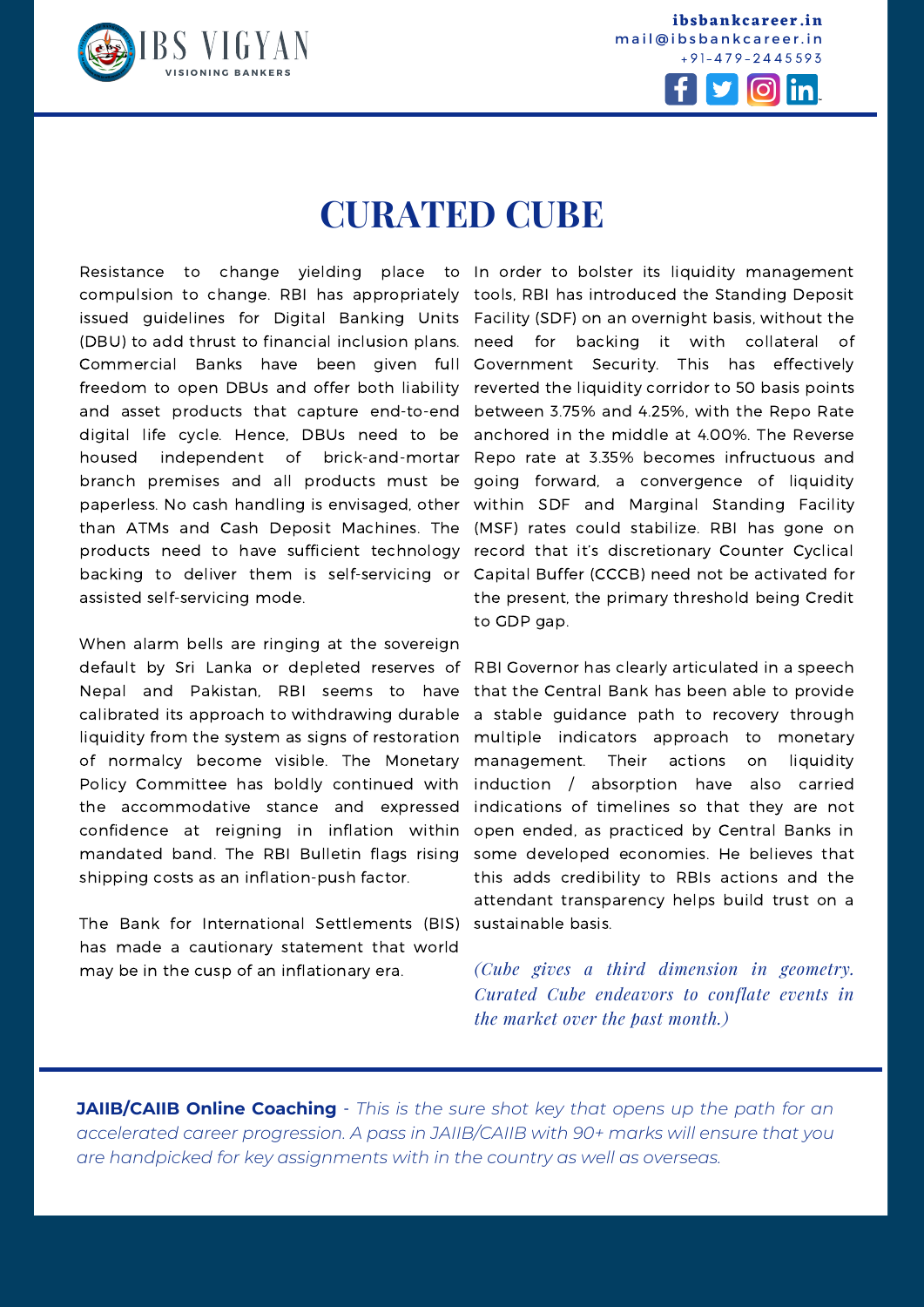# CURATED CUBE

Resistance to change yielding place to compulsion to change. RBI has appropriately issued guidelines for Digital Banking Units (DBU) to add thrust to financial inclusion plans. Commercial Banks have been given full freedom to open DBUs and offer both liability and asset products that capture end-to-end digital life cycle. Hence, DBUs need to be housed independent of brick-and-mortar branch premises and all products must be paperless. No cash handling is envisaged, other than ATMs and Cash Deposit Machines. The products need to have sufficient technology backing to deliver them is self-servicing or assisted self-servicing mode.

When alarm bells are ringing at the sovereign default by Sri Lanka or depleted reserves of Nepal and Pakistan, RBI seems to have calibrated its approach to withdrawing durable liquidity from the system as signs of restoration of normalcy become visible. The Monetary Policy Committee has boldly continued with the accommodative stance and expressed confidence at reigning in inflation within mandated band. The RBI Bulletin flags rising shipping costs as an inflation-push factor.

The Bank for International Settlements (BIS) has made a cautionary statement that world may be in the cusp of an inflationary era.

In order to bolster its liquidity management tools, RBI has introduced the Standing Deposit Facility (SDF) on an overnight basis, without the need for backing it with collateral of Government Security. This has effectively reverted the liquidity corridor to 50 basis points between 3.75% and 4.25%, with the Repo Rate anchored in the middle at 4.00%. The Reverse Repo rate at 3.35% becomes infructuous and going forward, a convergence of liquidity within SDF and Marginal Standing Facility (MSF) rates could stabilize. RBI has gone on record that it's discretionary Counter Cyclical Capital Buffer (CCCB) need not be activated for the present, the primary threshold being Credit to GDP gap.

RBI Governor has clearly articulated in a speech that the Central Bank has been able to provide a stable guidance path to recovery through multiple indicators approach to monetary management. Their actions on liquidity induction / absorption have also carried indications of timelines so that they are not open ended, as practiced by Central Banks in some developed economies. He believes that this adds credibility to RBIs actions and the attendant transparency helps build trust on a sustainable basis.

*(Cube gives a third dimension in geometry. Curated Cube endeavors to conflate events in the market over the past month.)*

**JAIIB/CAIIB Online Coaching** - *This is the sure shot key that opens up the path for an accelerated career progression. A pass in JAIIB/CAIIB with 90+ marks will ensure that you are handpicked for key assignments with in the country as well as overseas.*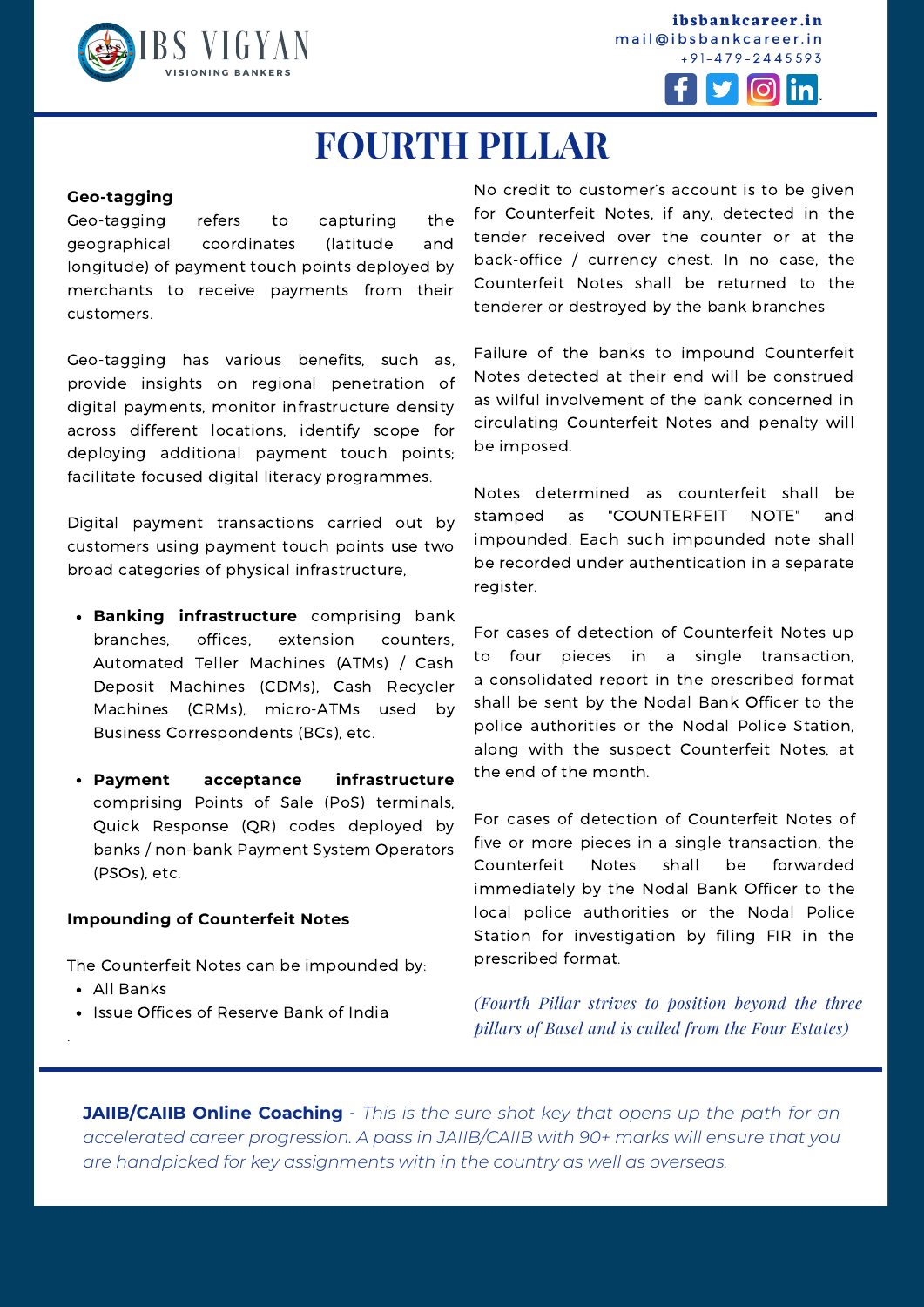# FOURTH PILLAR

**Geo-tagging**

Geo-tagging refers to capturing the geographical coordinates (latitude and longitude) of payment touch points deployed by merchants to receive payments from their customers.

Geo-tagging has various benefits, such as, provide insights on regional penetration of digital payments, monitor infrastructure density across different locations, identify scope for deploying additional payment touch points; facilitate focused digital literacy programmes.

Digital payment transactions carried out by customers using payment touch points use two broad categories of physical infrastructure,

- **Banking infrastructure** comprising bank branches, offices, extension counters, Automated Teller Machines (ATMs) / Cash Deposit Machines (CDMs), Cash Recycler Machines (CRMs), micro-ATMs used by Business Correspondents (BCs), etc.
- **Payment acceptance infrastructure** comprising Points of Sale (PoS) terminals, Quick Response (QR) codes deployed by banks / non-bank Payment System Operators (PSOs), etc.

**Impounding of Counterfeit Notes**

The Counterfeit Notes can be impounded by:

- All Banks
- Issue Offices of Reserve Bank of India

No credit to customer's account is to be given for Counterfeit Notes, if any, detected in the tender received over the counter or at the back-office / currency chest. In no case, the Counterfeit Notes shall be returned to the tenderer or destroyed by the bank branches

Failure of the banks to impound Counterfeit Notes detected at their end will be construed as wilful involvement of the bank concerned in circulating Counterfeit Notes and penalty will be imposed.

Notes determined as counterfeit shall be stamped as "COUNTERFEIT NOTE" and impounded. Each such impounded note shall be recorded under authentication in a separate register.

For cases of detection of Counterfeit Notes up to four pieces in a single transaction, a consolidated report in the prescribed format shall be sent by the Nodal Bank Officer to the police authorities or the Nodal Police Station, along with the suspect Counterfeit Notes, at the end of the month.

For cases of detection of Counterfeit Notes of five or more pieces in a single transaction, the Counterfeit Notes shall be forwarded immediately by the Nodal Bank Officer to the local police authorities or the Nodal Police Station for investigation by filing FIR in the prescribed format.

*(Fourth Pillar strives to position beyond the three pillars of Basel and is culled from the Four Estates)*

**JAIIB/CAIIB Online Coaching** - *This is the sure shot key that opens up the path for an accelerated career progression. A pass in JAIIB/CAIIB with 90+ marks will ensure that you are handpicked for key assignments with in the country as well as overseas.*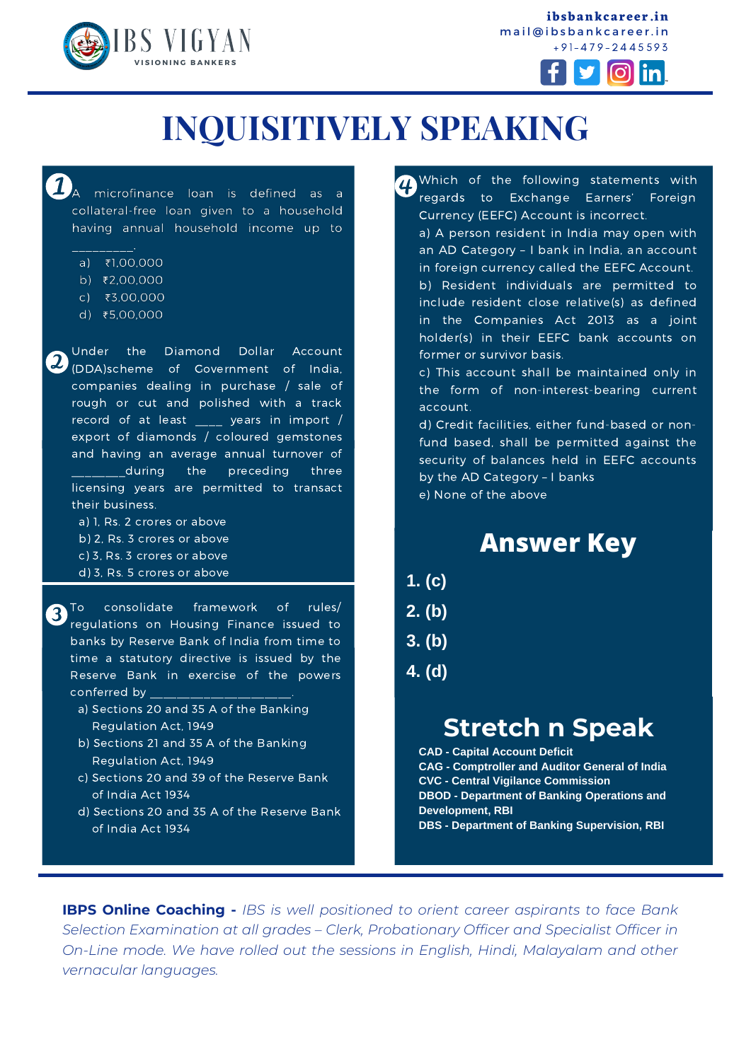# INQUISITIVELY SPEAKING

**1.** A microfinance loan is defined as a collateral-free loan given to a household having annual household income up to _________.

a) ₹1,00,000
b) ₹2,00,000
c) ₹3,00,000
d) ₹5,00,000

**2.** Under the Diamond Dollar Account (DDA)scheme of Government of India, companies dealing in purchase / sale of rough or cut and polished with a track record of at least ____ years in import / export of diamonds / coloured gemstones and having an average annual turnover of _______during the preceding three licensing years are permitted to transact their business.

a) 1, Rs. 2 crores or above
b) 2, Rs. 3 crores or above
c) 3, Rs. 3 crores or above
d) 3, Rs. 5 crores or above

**3.** To consolidate framework of rules/ regulations on Housing Finance issued to banks by Reserve Bank of India from time to time a statutory directive is issued by the Reserve Bank in exercise of the powers conferred by _________________.

a) Sections 20 and 35 A of the Banking Regulation Act, 1949
b) Sections 21 and 35 A of the Banking Regulation Act, 1949
c) Sections 20 and 39 of the Reserve Bank of India Act 1934
d) Sections 20 and 35 A of the Reserve Bank of India Act 1934

**4.** Which of the following statements with regards to Exchange Earners' Foreign Currency (EEFC) Account is incorrect.

a) A person resident in India may open with an AD Category – I bank in India, an account in foreign currency called the EEFC Account.
b) Resident individuals are permitted to include resident close relative(s) as defined in the Companies Act 2013 as a joint holder(s) in their EEFC bank accounts on former or survivor basis.
c) This account shall be maintained only in the form of non-interest-bearing current account.
d) Credit facilities, either fund-based or non-fund based, shall be permitted against the security of balances held in EEFC accounts by the AD Category – I banks
e) None of the above

## Answer Key

1. (c)
2. (b)
3. (b)
4. (d)

## Stretch n Speak

**CAD - Capital Account Deficit**
**CAG - Comptroller and Auditor General of India**
**CVC - Central Vigilance Commission**
**DBOD - Department of Banking Operations and Development, RBI**
**DBS - Department of Banking Supervision, RBI**

---

**IBPS Online Coaching -** *IBS is well positioned to orient career aspirants to face Bank Selection Examination at all grades – Clerk, Probationary Officer and Specialist Officer in On-Line mode. We have rolled out the sessions in English, Hindi, Malayalam and other vernacular languages.*